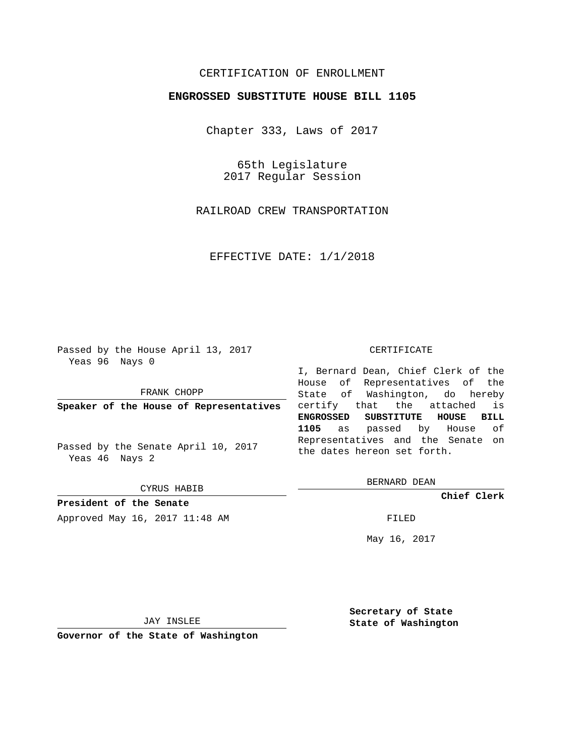CERTIFICATION OF ENROLLMENT

# ENGROSSED SUBSTITUTE HOUSE BILL 1105

Chapter 333, Laws of 2017

65th Legislature
2017 Regular Session

RAILROAD CREW TRANSPORTATION

EFFECTIVE DATE: 1/1/2018

Passed by the House April 13, 2017
Yeas 96 Nays 0

FRANK CHOPP

**Speaker of the House of Representatives**

Passed by the Senate April 10, 2017
Yeas 46 Nays 2

CYRUS HABIB

**President of the Senate**

Approved May 16, 2017 11:48 AM

JAY INSLEE

**Governor of the State of Washington**

CERTIFICATE

I, Bernard Dean, Chief Clerk of the House of Representatives of the State of Washington, do hereby certify that the attached is **ENGROSSED SUBSTITUTE HOUSE BILL 1105** as passed by House of Representatives and the Senate on the dates hereon set forth.

BERNARD DEAN

**Chief Clerk**

FILED

May 16, 2017

**Secretary of State**
**State of Washington**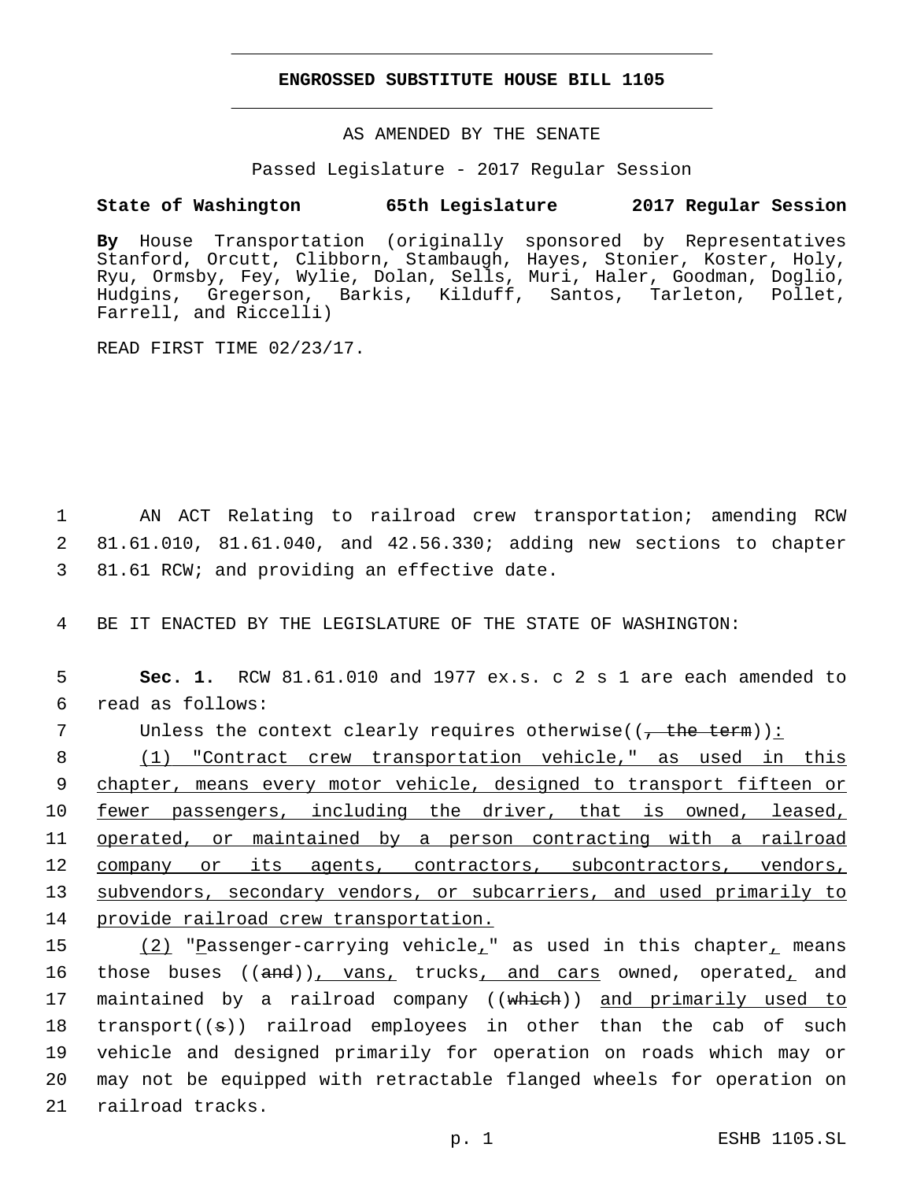# ENGROSSED SUBSTITUTE HOUSE BILL 1105

AS AMENDED BY THE SENATE

Passed Legislature - 2017 Regular Session

**State of Washington 65th Legislature 2017 Regular Session**

**By** House Transportation (originally sponsored by Representatives Stanford, Orcutt, Clibborn, Stambaugh, Hayes, Stonier, Koster, Holy, Ryu, Ormsby, Fey, Wylie, Dolan, Sells, Muri, Haler, Goodman, Doglio, Hudgins, Gregerson, Barkis, Kilduff, Santos, Tarleton, Pollet, Farrell, and Riccelli)

READ FIRST TIME 02/23/17.

1 AN ACT Relating to railroad crew transportation; amending RCW 2 81.61.010, 81.61.040, and 42.56.330; adding new sections to chapter 3 81.61 RCW; and providing an effective date.

4 BE IT ENACTED BY THE LEGISLATURE OF THE STATE OF WASHINGTON:

5 **Sec. 1.** RCW 81.61.010 and 1977 ex.s. c 2 s 1 are each amended to 6 read as follows:

7 Unless the context clearly requires otherwise((~~, the term~~)):

8 (1) "Contract crew transportation vehicle," as used in this 9 chapter, means every motor vehicle, designed to transport fifteen or 10 fewer passengers, including the driver, that is owned, leased, 11 operated, or maintained by a person contracting with a railroad 12 company or its agents, contractors, subcontractors, vendors, 13 subvendors, secondary vendors, or subcarriers, and used primarily to 14 provide railroad crew transportation.

15 (2) "Passenger-carrying vehicle," as used in this chapter, means 16 those buses ((~~and~~)), vans, trucks, and cars owned, operated, and 17 maintained by a railroad company ((~~which~~)) and primarily used to 18 transport((~~s~~)) railroad employees in other than the cab of such 19 vehicle and designed primarily for operation on roads which may or 20 may not be equipped with retractable flanged wheels for operation on 21 railroad tracks.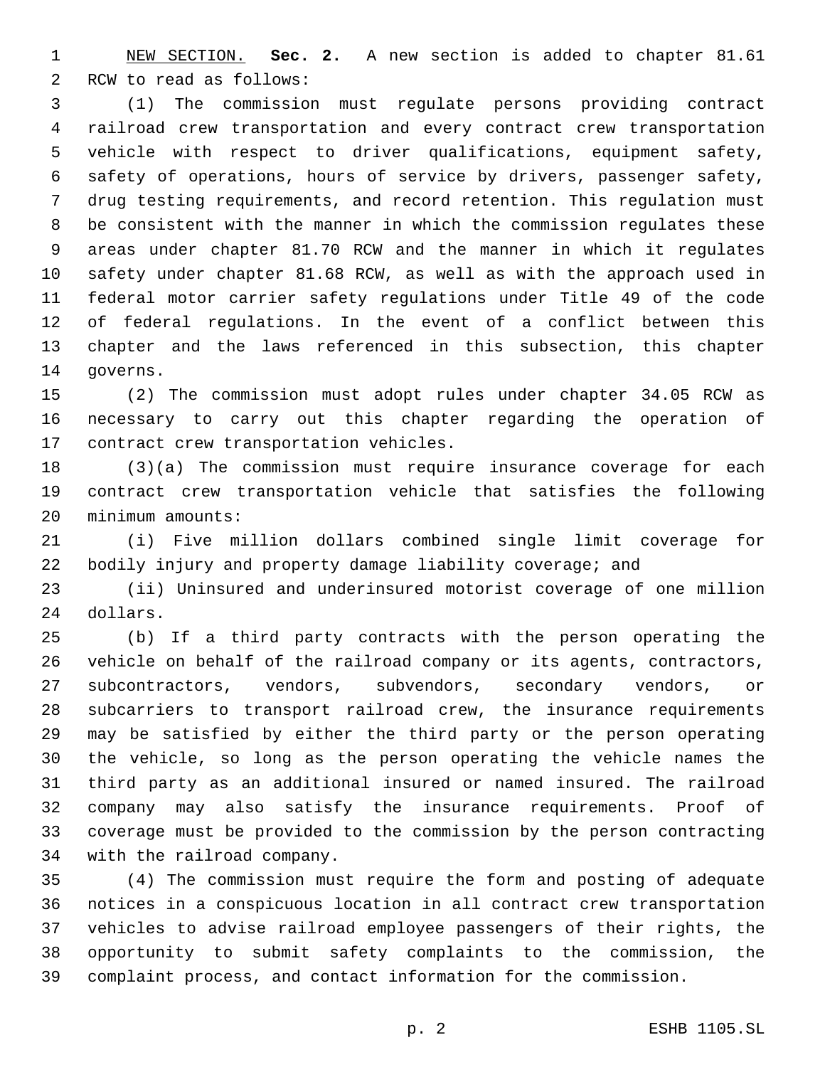NEW SECTION. **Sec. 2.** A new section is added to chapter 81.61 RCW to read as follows:

(1) The commission must regulate persons providing contract railroad crew transportation and every contract crew transportation vehicle with respect to driver qualifications, equipment safety, safety of operations, hours of service by drivers, passenger safety, drug testing requirements, and record retention. This regulation must be consistent with the manner in which the commission regulates these areas under chapter 81.70 RCW and the manner in which it regulates safety under chapter 81.68 RCW, as well as with the approach used in federal motor carrier safety regulations under Title 49 of the code of federal regulations. In the event of a conflict between this chapter and the laws referenced in this subsection, this chapter governs.

(2) The commission must adopt rules under chapter 34.05 RCW as necessary to carry out this chapter regarding the operation of contract crew transportation vehicles.

(3)(a) The commission must require insurance coverage for each contract crew transportation vehicle that satisfies the following minimum amounts:

(i) Five million dollars combined single limit coverage for bodily injury and property damage liability coverage; and

(ii) Uninsured and underinsured motorist coverage of one million dollars.

(b) If a third party contracts with the person operating the vehicle on behalf of the railroad company or its agents, contractors, subcontractors, vendors, subvendors, secondary vendors, or subcarriers to transport railroad crew, the insurance requirements may be satisfied by either the third party or the person operating the vehicle, so long as the person operating the vehicle names the third party as an additional insured or named insured. The railroad company may also satisfy the insurance requirements. Proof of coverage must be provided to the commission by the person contracting with the railroad company.

(4) The commission must require the form and posting of adequate notices in a conspicuous location in all contract crew transportation vehicles to advise railroad employee passengers of their rights, the opportunity to submit safety complaints to the commission, the complaint process, and contact information for the commission.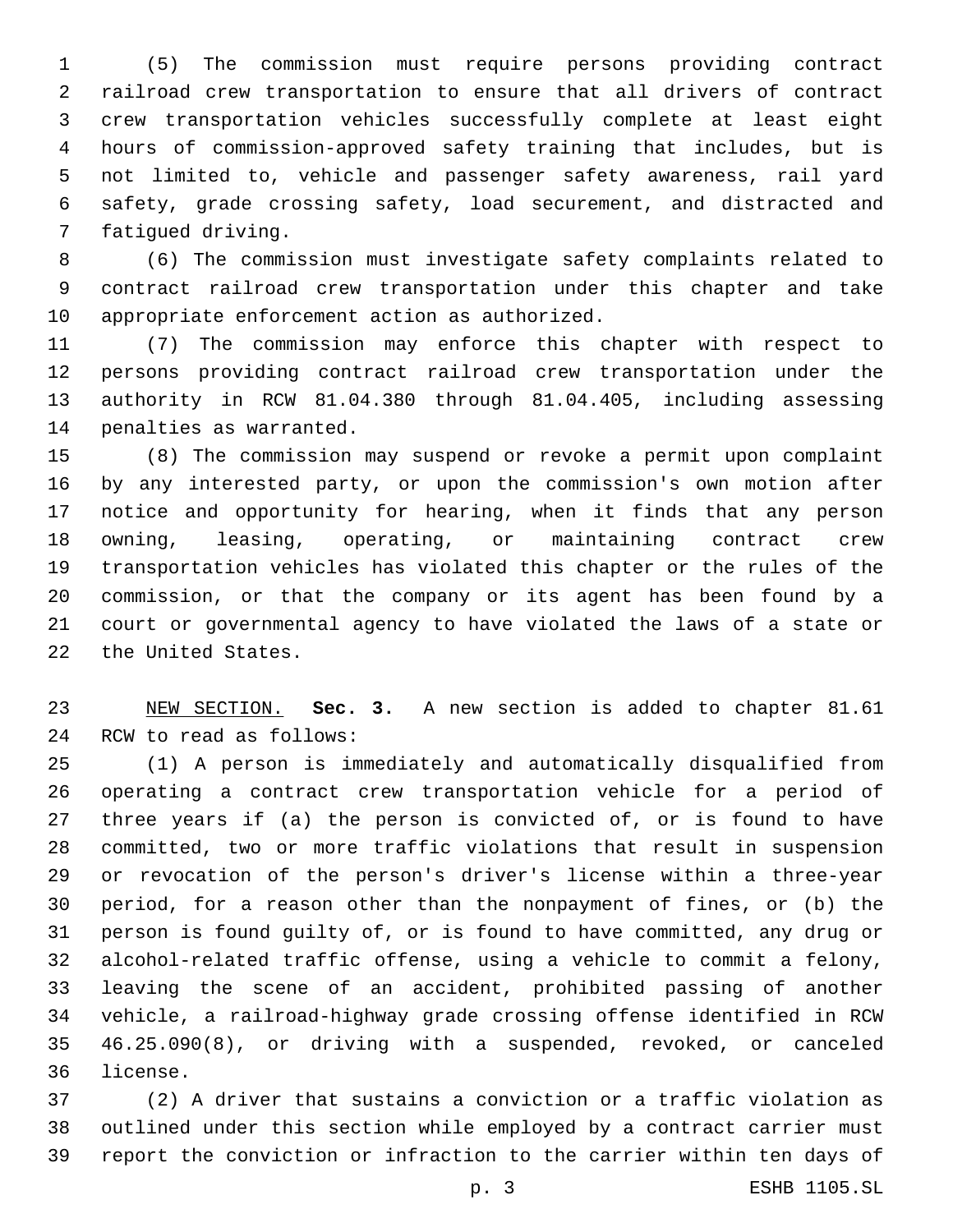(5) The commission must require persons providing contract railroad crew transportation to ensure that all drivers of contract crew transportation vehicles successfully complete at least eight hours of commission-approved safety training that includes, but is not limited to, vehicle and passenger safety awareness, rail yard safety, grade crossing safety, load securement, and distracted and fatigued driving.

(6) The commission must investigate safety complaints related to contract railroad crew transportation under this chapter and take appropriate enforcement action as authorized.

(7) The commission may enforce this chapter with respect to persons providing contract railroad crew transportation under the authority in RCW 81.04.380 through 81.04.405, including assessing penalties as warranted.

(8) The commission may suspend or revoke a permit upon complaint by any interested party, or upon the commission's own motion after notice and opportunity for hearing, when it finds that any person owning, leasing, operating, or maintaining contract crew transportation vehicles has violated this chapter or the rules of the commission, or that the company or its agent has been found by a court or governmental agency to have violated the laws of a state or the United States.

NEW SECTION. **Sec. 3.** A new section is added to chapter 81.61 RCW to read as follows:

(1) A person is immediately and automatically disqualified from operating a contract crew transportation vehicle for a period of three years if (a) the person is convicted of, or is found to have committed, two or more traffic violations that result in suspension or revocation of the person's driver's license within a three-year period, for a reason other than the nonpayment of fines, or (b) the person is found guilty of, or is found to have committed, any drug or alcohol-related traffic offense, using a vehicle to commit a felony, leaving the scene of an accident, prohibited passing of another vehicle, a railroad-highway grade crossing offense identified in RCW 46.25.090(8), or driving with a suspended, revoked, or canceled license.

(2) A driver that sustains a conviction or a traffic violation as outlined under this section while employed by a contract carrier must report the conviction or infraction to the carrier within ten days of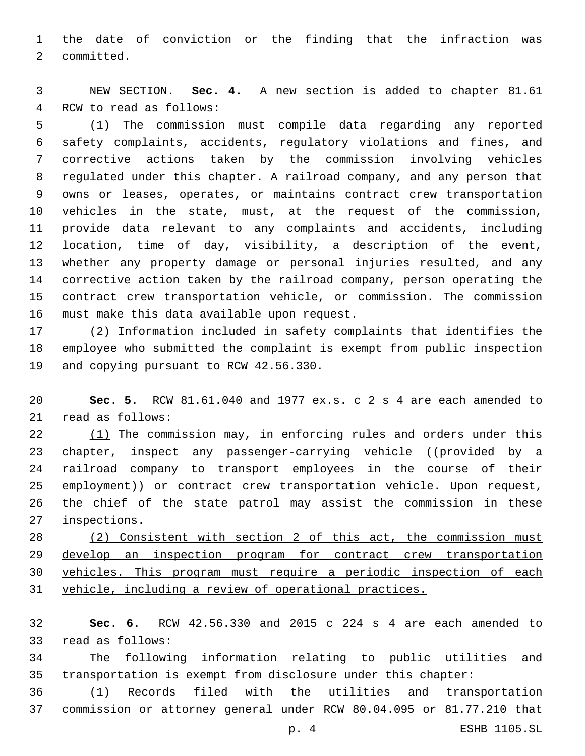the date of conviction or the finding that the infraction was committed.

NEW SECTION. **Sec. 4.** A new section is added to chapter 81.61 RCW to read as follows:

(1) The commission must compile data regarding any reported safety complaints, accidents, regulatory violations and fines, and corrective actions taken by the commission involving vehicles regulated under this chapter. A railroad company, and any person that owns or leases, operates, or maintains contract crew transportation vehicles in the state, must, at the request of the commission, provide data relevant to any complaints and accidents, including location, time of day, visibility, a description of the event, whether any property damage or personal injuries resulted, and any corrective action taken by the railroad company, person operating the contract crew transportation vehicle, or commission. The commission must make this data available upon request.

(2) Information included in safety complaints that identifies the employee who submitted the complaint is exempt from public inspection and copying pursuant to RCW 42.56.330.

**Sec. 5.** RCW 81.61.040 and 1977 ex.s. c 2 s 4 are each amended to read as follows:

(1) The commission may, in enforcing rules and orders under this chapter, inspect any passenger-carrying vehicle ((~~provided by a railroad company to transport employees in the course of their employment~~)) or contract crew transportation vehicle. Upon request, the chief of the state patrol may assist the commission in these inspections.

(2) Consistent with section 2 of this act, the commission must develop an inspection program for contract crew transportation vehicles. This program must require a periodic inspection of each vehicle, including a review of operational practices.

**Sec. 6.** RCW 42.56.330 and 2015 c 224 s 4 are each amended to read as follows:

The following information relating to public utilities and transportation is exempt from disclosure under this chapter:

(1) Records filed with the utilities and transportation commission or attorney general under RCW 80.04.095 or 81.77.210 that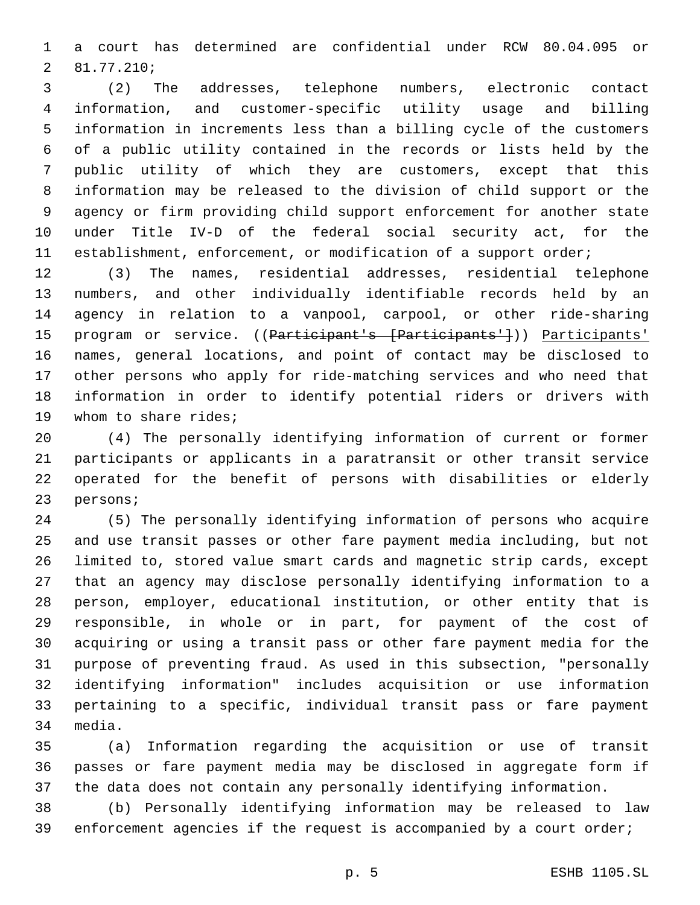a court has determined are confidential under RCW 80.04.095 or 81.77.210;

(2) The addresses, telephone numbers, electronic contact information, and customer-specific utility usage and billing information in increments less than a billing cycle of the customers of a public utility contained in the records or lists held by the public utility of which they are customers, except that this information may be released to the division of child support or the agency or firm providing child support enforcement for another state under Title IV-D of the federal social security act, for the establishment, enforcement, or modification of a support order;

(3) The names, residential addresses, residential telephone numbers, and other individually identifiable records held by an agency in relation to a vanpool, carpool, or other ride-sharing program or service. ((~~Participant's [Participants']~~)) <u>Participants'</u> names, general locations, and point of contact may be disclosed to other persons who apply for ride-matching services and who need that information in order to identify potential riders or drivers with whom to share rides;

(4) The personally identifying information of current or former participants or applicants in a paratransit or other transit service operated for the benefit of persons with disabilities or elderly persons;

(5) The personally identifying information of persons who acquire and use transit passes or other fare payment media including, but not limited to, stored value smart cards and magnetic strip cards, except that an agency may disclose personally identifying information to a person, employer, educational institution, or other entity that is responsible, in whole or in part, for payment of the cost of acquiring or using a transit pass or other fare payment media for the purpose of preventing fraud. As used in this subsection, "personally identifying information" includes acquisition or use information pertaining to a specific, individual transit pass or fare payment media.

(a) Information regarding the acquisition or use of transit passes or fare payment media may be disclosed in aggregate form if the data does not contain any personally identifying information.

(b) Personally identifying information may be released to law enforcement agencies if the request is accompanied by a court order;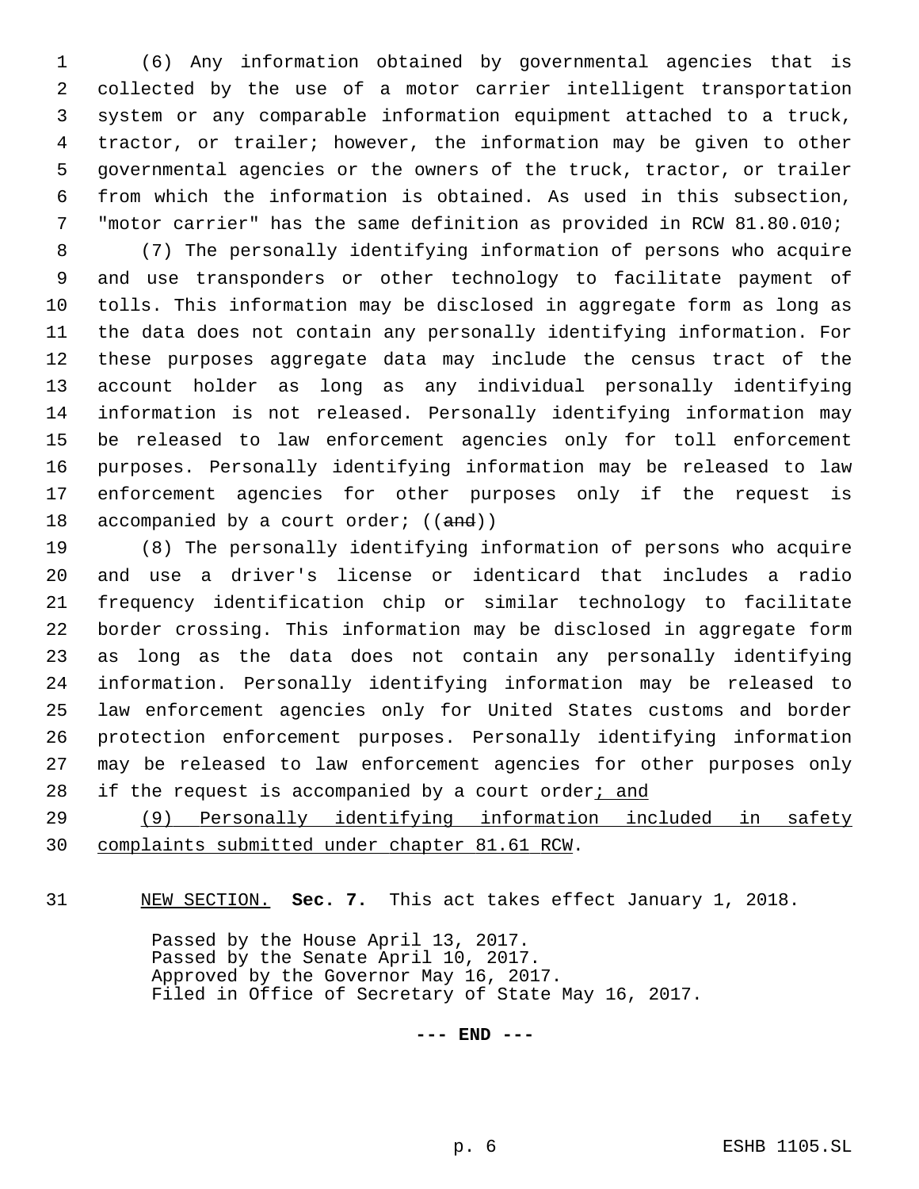(6) Any information obtained by governmental agencies that is collected by the use of a motor carrier intelligent transportation system or any comparable information equipment attached to a truck, tractor, or trailer; however, the information may be given to other governmental agencies or the owners of the truck, tractor, or trailer from which the information is obtained. As used in this subsection, "motor carrier" has the same definition as provided in RCW 81.80.010;

(7) The personally identifying information of persons who acquire and use transponders or other technology to facilitate payment of tolls. This information may be disclosed in aggregate form as long as the data does not contain any personally identifying information. For these purposes aggregate data may include the census tract of the account holder as long as any individual personally identifying information is not released. Personally identifying information may be released to law enforcement agencies only for toll enforcement purposes. Personally identifying information may be released to law enforcement agencies for other purposes only if the request is accompanied by a court order; ((~~and~~))

(8) The personally identifying information of persons who acquire and use a driver's license or identicard that includes a radio frequency identification chip or similar technology to facilitate border crossing. This information may be disclosed in aggregate form as long as the data does not contain any personally identifying information. Personally identifying information may be released to law enforcement agencies only for United States customs and border protection enforcement purposes. Personally identifying information may be released to law enforcement agencies for other purposes only if the request is accompanied by a court order<u>; and</u>

<u>(9) Personally identifying information included in safety complaints submitted under chapter 81.61 RCW</u>.

<u>NEW SECTION.</u> **Sec. 7.** This act takes effect January 1, 2018.

Passed by the House April 13, 2017.
Passed by the Senate April 10, 2017.
Approved by the Governor May 16, 2017.
Filed in Office of Secretary of State May 16, 2017.

**--- END ---**